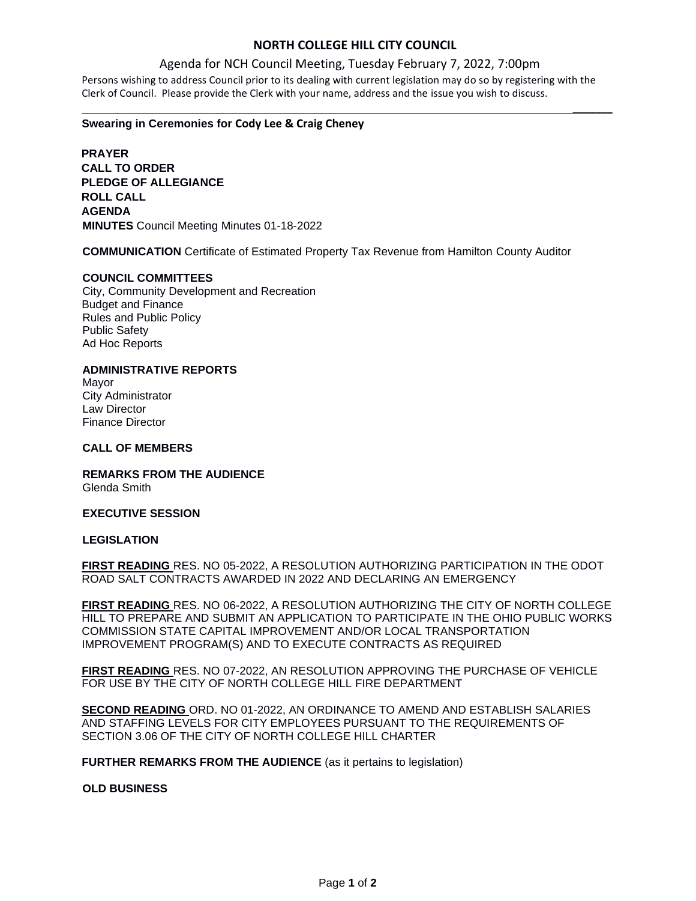# NORTH COLLEGE HILL CITY COUNCIL

Agenda for NCH Council Meeting, Tuesday February 7, 2022, 7:00pm

Persons wishing to address Council prior to its dealing with current legislation may do so by registering with the Clerk of Council. Please provide the Clerk with your name, address and the issue you wish to discuss.

---

**Swearing in Ceremonies for Cody Lee & Craig Cheney**

**PRAYER**
**CALL TO ORDER**
**PLEDGE OF ALLEGIANCE**
**ROLL CALL**
**AGENDA**
**MINUTES** Council Meeting Minutes 01-18-2022

**COMMUNICATION** Certificate of Estimated Property Tax Revenue from Hamilton County Auditor

**COUNCIL COMMITTEES**
City, Community Development and Recreation
Budget and Finance
Rules and Public Policy
Public Safety
Ad Hoc Reports

**ADMINISTRATIVE REPORTS**
Mayor
City Administrator
Law Director
Finance Director

**CALL OF MEMBERS**

**REMARKS FROM THE AUDIENCE**
Glenda Smith

**EXECUTIVE SESSION**

**LEGISLATION**

**FIRST READING** RES. NO 05-2022, A RESOLUTION AUTHORIZING PARTICIPATION IN THE ODOT ROAD SALT CONTRACTS AWARDED IN 2022 AND DECLARING AN EMERGENCY

**FIRST READING** RES. NO 06-2022, A RESOLUTION AUTHORIZING THE CITY OF NORTH COLLEGE HILL TO PREPARE AND SUBMIT AN APPLICATION TO PARTICIPATE IN THE OHIO PUBLIC WORKS COMMISSION STATE CAPITAL IMPROVEMENT AND/OR LOCAL TRANSPORTATION IMPROVEMENT PROGRAM(S) AND TO EXECUTE CONTRACTS AS REQUIRED

**FIRST READING** RES. NO 07-2022, AN RESOLUTION APPROVING THE PURCHASE OF VEHICLE FOR USE BY THE CITY OF NORTH COLLEGE HILL FIRE DEPARTMENT

**SECOND READING** ORD. NO 01-2022, AN ORDINANCE TO AMEND AND ESTABLISH SALARIES AND STAFFING LEVELS FOR CITY EMPLOYEES PURSUANT TO THE REQUIREMENTS OF SECTION 3.06 OF THE CITY OF NORTH COLLEGE HILL CHARTER

**FURTHER REMARKS FROM THE AUDIENCE** (as it pertains to legislation)

**OLD BUSINESS**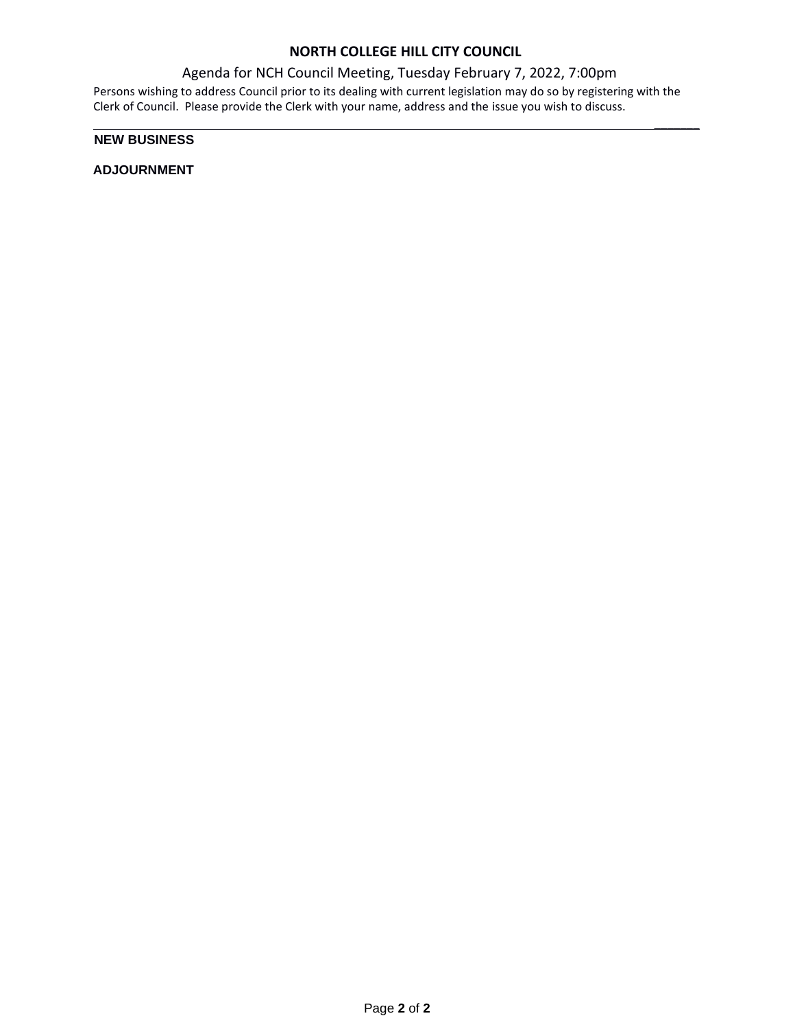**NORTH COLLEGE HILL CITY COUNCIL**

Agenda for NCH Council Meeting, Tuesday February 7, 2022, 7:00pm

Persons wishing to address Council prior to its dealing with current legislation may do so by registering with the Clerk of Council. Please provide the Clerk with your name, address and the issue you wish to discuss.

---

**NEW BUSINESS**

**ADJOURNMENT**